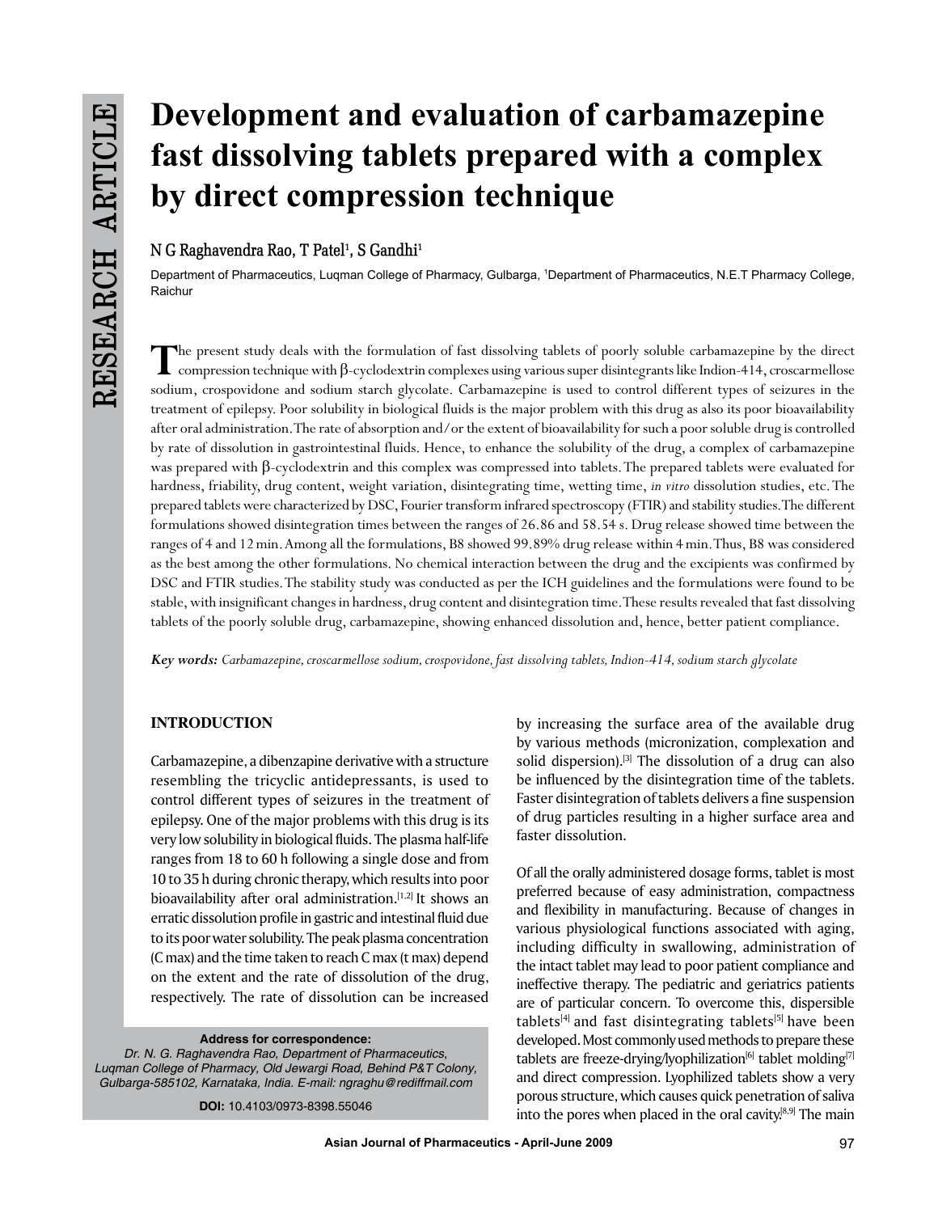# Development and evaluation of carbamazepine fast dissolving tablets prepared with a complex by direct compression technique

**N G Raghavendra Rao, T Patel[1], S Gandhi[1]**

Department of Pharmaceutics, Luqman College of Pharmacy, Gulbarga, [1]Department of Pharmaceutics, N.E.T Pharmacy College, Raichur

The present study deals with the formulation of fast dissolving tablets of poorly soluble carbamazepine by the direct compression technique with β-cyclodextrin complexes using various super disintegrants like Indion-414, croscarmellose sodium, crospovidone and sodium starch glycolate. Carbamazepine is used to control different types of seizures in the treatment of epilepsy. Poor solubility in biological fluids is the major problem with this drug as also its poor bioavailability after oral administration. The rate of absorption and/or the extent of bioavailability for such a poor soluble drug is controlled by rate of dissolution in gastrointestinal fluids. Hence, to enhance the solubility of the drug, a complex of carbamazepine was prepared with β-cyclodextrin and this complex was compressed into tablets. The prepared tablets were evaluated for hardness, friability, drug content, weight variation, disintegrating time, wetting time, *in vitro* dissolution studies, etc. The prepared tablets were characterized by DSC, Fourier transform infrared spectroscopy (FTIR) and stability studies. The different formulations showed disintegration times between the ranges of 26.86 and 58.54 s. Drug release showed time between the ranges of 4 and 12 min. Among all the formulations, B8 showed 99.89% drug release within 4 min. Thus, B8 was considered as the best among the other formulations. No chemical interaction between the drug and the excipients was confirmed by DSC and FTIR studies. The stability study was conducted as per the ICH guidelines and the formulations were found to be stable, with insignificant changes in hardness, drug content and disintegration time. These results revealed that fast dissolving tablets of the poorly soluble drug, carbamazepine, showing enhanced dissolution and, hence, better patient compliance.

***Key words:*** *Carbamazepine, croscarmellose sodium, crospovidone, fast dissolving tablets, Indion-414, sodium starch glycolate*

## INTRODUCTION

Carbamazepine, a dibenzapine derivative with a structure resembling the tricyclic antidepressants, is used to control different types of seizures in the treatment of epilepsy. One of the major problems with this drug is its very low solubility in biological fluids. The plasma half-life ranges from 18 to 60 h following a single dose and from 10 to 35 h during chronic therapy, which results into poor bioavailability after oral administration.[1,2] It shows an erratic dissolution profile in gastric and intestinal fluid due to its poor water solubility. The peak plasma concentration (C max) and the time taken to reach C max (t max) depend on the extent and the rate of dissolution of the drug, respectively. The rate of dissolution can be increased by increasing the surface area of the available drug by various methods (micronization, complexation and solid dispersion).[3] The dissolution of a drug can also be influenced by the disintegration time of the tablets. Faster disintegration of tablets delivers a fine suspension of drug particles resulting in a higher surface area and faster dissolution.

Of all the orally administered dosage forms, tablet is most preferred because of easy administration, compactness and flexibility in manufacturing. Because of changes in various physiological functions associated with aging, including difficulty in swallowing, administration of the intact tablet may lead to poor patient compliance and ineffective therapy. The pediatric and geriatrics patients are of particular concern. To overcome this, dispersible tablets[4] and fast disintegrating tablets[5] have been developed. Most commonly used methods to prepare these tablets are freeze-drying/lyophilization[6] tablet molding[7] and direct compression. Lyophilized tablets show a very porous structure, which causes quick penetration of saliva into the pores when placed in the oral cavity.[8,9] The main

**Address for correspondence:**
*Dr. N. G. Raghavendra Rao, Department of Pharmaceutics, Luqman College of Pharmacy, Old Jewargi Road, Behind P&T Colony, Gulbarga-585102, Karnataka, India. E-mail: ngraghu@rediffmail.com*

**DOI:** 10.4103/0973-8398.55046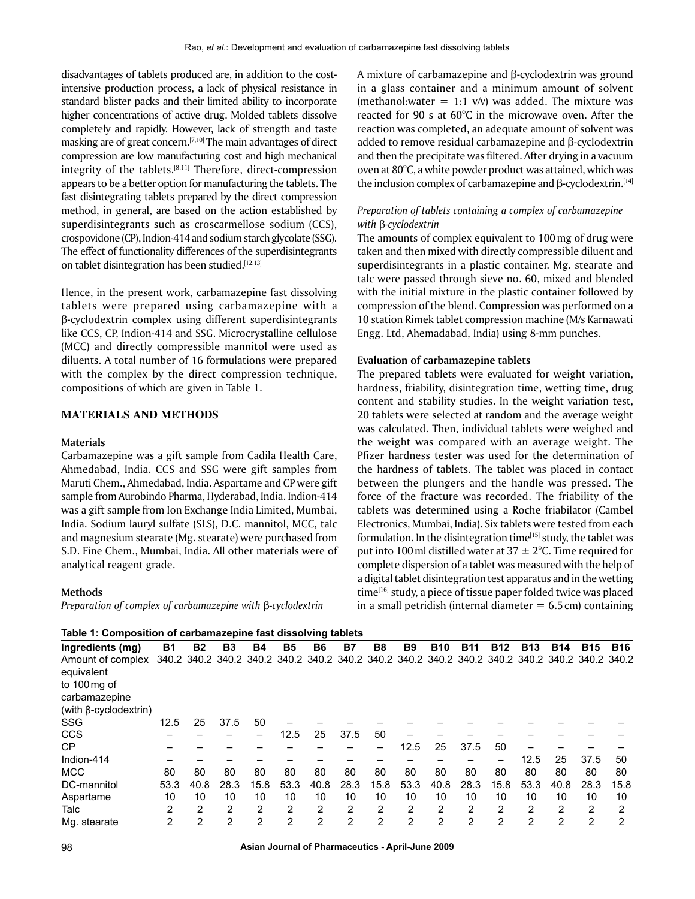disadvantages of tablets produced are, in addition to the cost-intensive production process, a lack of physical resistance in standard blister packs and their limited ability to incorporate higher concentrations of active drug. Molded tablets dissolve completely and rapidly. However, lack of strength and taste masking are of great concern.[7,10] The main advantages of direct compression are low manufacturing cost and high mechanical integrity of the tablets.[8,11] Therefore, direct-compression appears to be a better option for manufacturing the tablets. The fast disintegrating tablets prepared by the direct compression method, in general, are based on the action established by superdisintegrants such as croscarmellose sodium (CCS), crospovidone (CP), Indion-414 and sodium starch glycolate (SSG). The effect of functionality differences of the superdisintegrants on tablet disintegration has been studied.[12,13]

Hence, in the present work, carbamazepine fast dissolving tablets were prepared using carbamazepine with a β-cyclodextrin complex using different superdisintegrants like CCS, CP, Indion-414 and SSG. Microcrystalline cellulose (MCC) and directly compressible mannitol were used as diluents. A total number of 16 formulations were prepared with the complex by the direct compression technique, compositions of which are given in Table 1.

## MATERIALS AND METHODS

### Materials

Carbamazepine was a gift sample from Cadila Health Care, Ahmedabad, India. CCS and SSG were gift samples from Maruti Chem., Ahmedabad, India. Aspartame and CP were gift sample from Aurobindo Pharma, Hyderabad, India. Indion-414 was a gift sample from Ion Exchange India Limited, Mumbai, India. Sodium lauryl sulfate (SLS), D.C. mannitol, MCC, talc and magnesium stearate (Mg. stearate) were purchased from S.D. Fine Chem., Mumbai, India. All other materials were of analytical reagent grade.

### Methods

*Preparation of complex of carbamazepine with β-cyclodextrin*

A mixture of carbamazepine and β-cyclodextrin was ground in a glass container and a minimum amount of solvent (methanol:water = 1:1 v/v) was added. The mixture was reacted for 90 s at 60°C in the microwave oven. After the reaction was completed, an adequate amount of solvent was added to remove residual carbamazepine and β-cyclodextrin and then the precipitate was filtered. After drying in a vacuum oven at 80°C, a white powder product was attained, which was the inclusion complex of carbamazepine and β-cyclodextrin.[14]

*Preparation of tablets containing a complex of carbamazepine with β-cyclodextrin*

The amounts of complex equivalent to 100 mg of drug were taken and then mixed with directly compressible diluent and superdisintegrants in a plastic container. Mg. stearate and talc were passed through sieve no. 60, mixed and blended with the initial mixture in the plastic container followed by compression of the blend. Compression was performed on a 10 station Rimek tablet compression machine (M/s Karnawati Engg. Ltd, Ahemadabad, India) using 8-mm punches.

### Evaluation of carbamazepine tablets

The prepared tablets were evaluated for weight variation, hardness, friability, disintegration time, wetting time, drug content and stability studies. In the weight variation test, 20 tablets were selected at random and the average weight was calculated. Then, individual tablets were weighed and the weight was compared with an average weight. The Pfizer hardness tester was used for the determination of the hardness of tablets. The tablet was placed in contact between the plungers and the handle was pressed. The force of the fracture was recorded. The friability of the tablets was determined using a Roche friabilator (Cambel Electronics, Mumbai, India). Six tablets were tested from each formulation. In the disintegration time[15] study, the tablet was put into 100 ml distilled water at 37 ± 2°C. Time required for complete dispersion of a tablet was measured with the help of a digital tablet disintegration test apparatus and in the wetting time[16] study, a piece of tissue paper folded twice was placed in a small petridish (internal diameter = 6.5 cm) containing

**Table 1: Composition of carbamazepine fast dissolving tablets**

| Ingredients (mg) | B1 | B2 | B3 | B4 | B5 | B6 | B7 | B8 | B9 | B10 | B11 | B12 | B13 | B14 | B15 | B16 |
|---|---|---|---|---|---|---|---|---|---|---|---|---|---|---|---|---|
| Amount of complex equivalent to 100 mg of carbamazepine (with β-cyclodextrin) | 340.2 | 340.2 | 340.2 | 340.2 | 340.2 | 340.2 | 340.2 | 340.2 | 340.2 | 340.2 | 340.2 | 340.2 | 340.2 | 340.2 | 340.2 | 340.2 |
| SSG | 12.5 | 25 | 37.5 | 50 | – | – | – | – | – | – | – | – | – | – | – | – |
| CCS | – | – | – | – | 12.5 | 25 | 37.5 | 50 | – | – | – | – | – | – | – | – |
| CP | – | – | – | – | – | – | – | – | 12.5 | 25 | 37.5 | 50 | – | – | – | – |
| Indion-414 | – | – | – | – | – | – | – | – | – | – | – | – | 12.5 | 25 | 37.5 | 50 |
| MCC | 80 | 80 | 80 | 80 | 80 | 80 | 80 | 80 | 80 | 80 | 80 | 80 | 80 | 80 | 80 | 80 |
| DC-mannitol | 53.3 | 40.8 | 28.3 | 15.8 | 53.3 | 40.8 | 28.3 | 15.8 | 53.3 | 40.8 | 28.3 | 15.8 | 53.3 | 40.8 | 28.3 | 15.8 |
| Aspartame | 10 | 10 | 10 | 10 | 10 | 10 | 10 | 10 | 10 | 10 | 10 | 10 | 10 | 10 | 10 | 10 |
| Talc | 2 | 2 | 2 | 2 | 2 | 2 | 2 | 2 | 2 | 2 | 2 | 2 | 2 | 2 | 2 | 2 |
| Mg. stearate | 2 | 2 | 2 | 2 | 2 | 2 | 2 | 2 | 2 | 2 | 2 | 2 | 2 | 2 | 2 | 2 |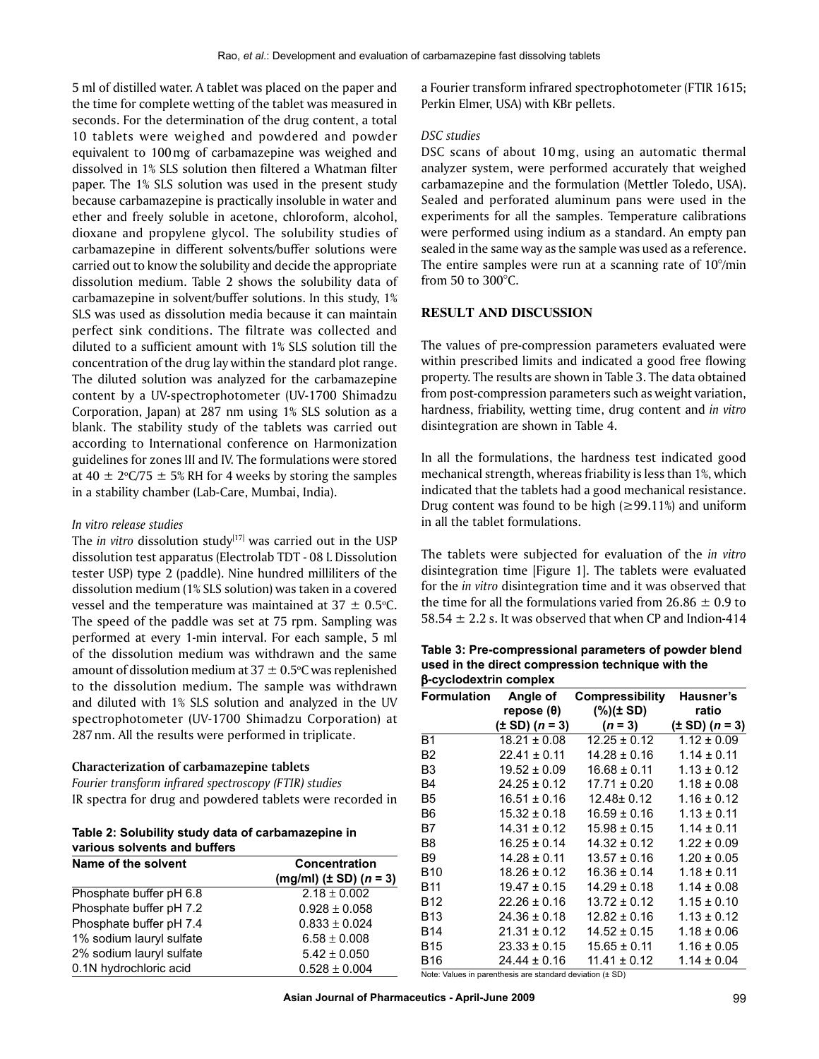5 ml of distilled water. A tablet was placed on the paper and the time for complete wetting of the tablet was measured in seconds. For the determination of the drug content, a total 10 tablets were weighed and powdered and powder equivalent to 100 mg of carbamazepine was weighed and dissolved in 1% SLS solution then filtered a Whatman filter paper. The 1% SLS solution was used in the present study because carbamazepine is practically insoluble in water and ether and freely soluble in acetone, chloroform, alcohol, dioxane and propylene glycol. The solubility studies of carbamazepine in different solvents/buffer solutions were carried out to know the solubility and decide the appropriate dissolution medium. Table 2 shows the solubility data of carbamazepine in solvent/buffer solutions. In this study, 1% SLS was used as dissolution media because it can maintain perfect sink conditions. The filtrate was collected and diluted to a sufficient amount with 1% SLS solution till the concentration of the drug lay within the standard plot range. The diluted solution was analyzed for the carbamazepine content by a UV-spectrophotometer (UV-1700 Shimadzu Corporation, Japan) at 287 nm using 1% SLS solution as a blank. The stability study of the tablets was carried out according to International conference on Harmonization guidelines for zones III and IV. The formulations were stored at 40 ± 2°C/75 ± 5% RH for 4 weeks by storing the samples in a stability chamber (Lab-Care, Mumbai, India).

### *In vitro release studies*

The *in vitro* dissolution study[17] was carried out in the USP dissolution test apparatus (Electrolab TDT - 08 L Dissolution tester USP) type 2 (paddle). Nine hundred milliliters of the dissolution medium (1% SLS solution) was taken in a covered vessel and the temperature was maintained at 37 ± 0.5°C. The speed of the paddle was set at 75 rpm. Sampling was performed at every 1-min interval. For each sample, 5 ml of the dissolution medium was withdrawn and the same amount of dissolution medium at 37 ± 0.5°C was replenished to the dissolution medium. The sample was withdrawn and diluted with 1% SLS solution and analyzed in the UV spectrophotometer (UV-1700 Shimadzu Corporation) at 287 nm. All the results were performed in triplicate.

### Characterization of carbamazepine tablets

*Fourier transform infrared spectroscopy (FTIR) studies*

IR spectra for drug and powdered tablets were recorded in a Fourier transform infrared spectrophotometer (FTIR 1615; Perkin Elmer, USA) with KBr pellets.

**Table 2: Solubility study data of carbamazepine in various solvents and buffers**

| Name of the solvent | Concentration (mg/ml) (± SD) (*n* = 3) |
|---|---|
| Phosphate buffer pH 6.8 | 2.18 ± 0.002 |
| Phosphate buffer pH 7.2 | 0.928 ± 0.058 |
| Phosphate buffer pH 7.4 | 0.833 ± 0.024 |
| 1% sodium lauryl sulfate | 6.58 ± 0.008 |
| 2% sodium lauryl sulfate | 5.42 ± 0.050 |
| 0.1N hydrochloric acid | 0.528 ± 0.004 |

### *DSC studies*

DSC scans of about 10 mg, using an automatic thermal analyzer system, were performed accurately that weighed carbamazepine and the formulation (Mettler Toledo, USA). Sealed and perforated aluminum pans were used in the experiments for all the samples. Temperature calibrations were performed using indium as a standard. An empty pan sealed in the same way as the sample was used as a reference. The entire samples were run at a scanning rate of 10°/min from 50 to 300°C.

## RESULT AND DISCUSSION

The values of pre-compression parameters evaluated were within prescribed limits and indicated a good free flowing property. The results are shown in Table 3. The data obtained from post-compression parameters such as weight variation, hardness, friability, wetting time, drug content and *in vitro* disintegration are shown in Table 4.

In all the formulations, the hardness test indicated good mechanical strength, whereas friability is less than 1%, which indicated that the tablets had a good mechanical resistance. Drug content was found to be high (≥99.11%) and uniform in all the tablet formulations.

The tablets were subjected for evaluation of the *in vitro* disintegration time [Figure 1]. The tablets were evaluated for the *in vitro* disintegration time and it was observed that the time for all the formulations varied from 26.86 ± 0.9 to 58.54 ± 2.2 s. It was observed that when CP and Indion-414

**Table 3: Pre-compressional parameters of powder blend used in the direct compression technique with the β-cyclodextrin complex**

| Formulation | Angle of repose (θ) (± SD) (*n* = 3) | Compressibility (%)(± SD) (*n* = 3) | Hausner's ratio (± SD) (*n* = 3) |
|---|---|---|---|
| B1 | 18.21 ± 0.08 | 12.25 ± 0.12 | 1.12 ± 0.09 |
| B2 | 22.41 ± 0.11 | 14.28 ± 0.16 | 1.14 ± 0.11 |
| B3 | 19.52 ± 0.09 | 16.68 ± 0.11 | 1.13 ± 0.12 |
| B4 | 24.25 ± 0.12 | 17.71 ± 0.20 | 1.18 ± 0.08 |
| B5 | 16.51 ± 0.16 | 12.48± 0.12 | 1.16 ± 0.12 |
| B6 | 15.32 ± 0.18 | 16.59 ± 0.16 | 1.13 ± 0.11 |
| B7 | 14.31 ± 0.12 | 15.98 ± 0.15 | 1.14 ± 0.11 |
| B8 | 16.25 ± 0.14 | 14.32 ± 0.12 | 1.22 ± 0.09 |
| B9 | 14.28 ± 0.11 | 13.57 ± 0.16 | 1.20 ± 0.05 |
| B10 | 18.26 ± 0.12 | 16.36 ± 0.14 | 1.18 ± 0.11 |
| B11 | 19.47 ± 0.15 | 14.29 ± 0.18 | 1.14 ± 0.08 |
| B12 | 22.26 ± 0.16 | 13.72 ± 0.12 | 1.15 ± 0.10 |
| B13 | 24.36 ± 0.18 | 12.82 ± 0.16 | 1.13 ± 0.12 |
| B14 | 21.31 ± 0.12 | 14.52 ± 0.15 | 1.18 ± 0.06 |
| B15 | 23.33 ± 0.15 | 15.65 ± 0.11 | 1.16 ± 0.05 |
| B16 | 24.44 ± 0.16 | 11.41 ± 0.12 | 1.14 ± 0.04 |

Note: Values in parenthesis are standard deviation (± SD)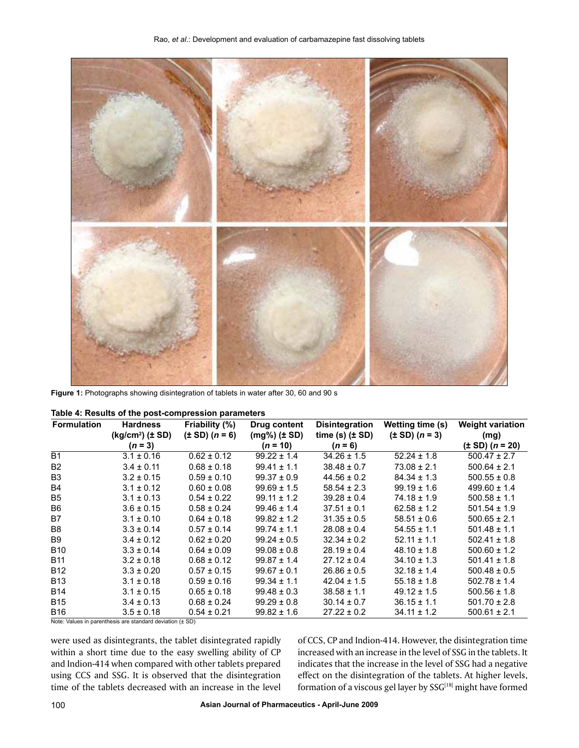**Figure 1:** Photographs showing disintegration of tablets in water after 30, 60 and 90 s

**Table 4: Results of the post-compression parameters**

| Formulation | Hardness ($kg/cm^2$) (± SD) ($n$ = 3) | Friability (%) (± SD) ($n$ = 6) | Drug content (mg%) (± SD) ($n$ = 10) | Disintegration time (s) (± SD) ($n$ = 6) | Wetting time (s) (± SD) ($n$ = 3) | Weight variation (mg) (± SD) ($n$ = 20) |
|---|---|---|---|---|---|---|
| B1 | 3.1 ± 0.16 | 0.62 ± 0.12 | 99.22 ± 1.4 | 34.26 ± 1.5 | 52.24 ± 1.8 | 500.47 ± 2.7 |
| B2 | 3.4 ± 0.11 | 0.68 ± 0.18 | 99.41 ± 1.1 | 38.48 ± 0.7 | 73.08 ± 2.1 | 500.64 ± 2.1 |
| B3 | 3.2 ± 0.15 | 0.59 ± 0.10 | 99.37 ± 0.9 | 44.56 ± 0.2 | 84.34 ± 1.3 | 500.55 ± 0.8 |
| B4 | 3.1 ± 0.12 | 0.60 ± 0.08 | 99.69 ± 1.5 | 58.54 ± 2.3 | 99.19 ± 1.6 | 499.60 ± 1.4 |
| B5 | 3.1 ± 0.13 | 0.54 ± 0.22 | 99.11 ± 1.2 | 39.28 ± 0.4 | 74.18 ± 1.9 | 500.58 ± 1.1 |
| B6 | 3.6 ± 0.15 | 0.58 ± 0.24 | 99.46 ± 1.4 | 37.51 ± 0.1 | 62.58 ± 1.2 | 501.54 ± 1.9 |
| B7 | 3.1 ± 0.10 | 0.64 ± 0.18 | 99.82 ± 1.2 | 31.35 ± 0.5 | 58.51 ± 0.6 | 500.65 ± 2.1 |
| B8 | 3.3 ± 0.14 | 0.57 ± 0.14 | 99.74 ± 1.1 | 28.08 ± 0.4 | 54.55 ± 1.1 | 501.48 ± 1.1 |
| B9 | 3.4 ± 0.12 | 0.62 ± 0.20 | 99.24 ± 0.5 | 32.34 ± 0.2 | 52.11 ± 1.1 | 502.41 ± 1.8 |
| B10 | 3.3 ± 0.14 | 0.64 ± 0.09 | 99.08 ± 0.8 | 28.19 ± 0.4 | 48.10 ± 1.8 | 500.60 ± 1.2 |
| B11 | 3.2 ± 0.18 | 0.68 ± 0.12 | 99.87 ± 1.4 | 27.12 ± 0.4 | 34.10 ± 1.3 | 501.41 ± 1.8 |
| B12 | 3.3 ± 0.20 | 0.57 ± 0.15 | 99.67 ± 0.1 | 26.86 ± 0.5 | 32.18 ± 1.4 | 500.48 ± 0.5 |
| B13 | 3.1 ± 0.18 | 0.59 ± 0.16 | 99.34 ± 1.1 | 42.04 ± 1.5 | 55.18 ± 1.8 | 502.78 ± 1.4 |
| B14 | 3.1 ± 0.15 | 0.65 ± 0.18 | 99.48 ± 0.3 | 38.58 ± 1.1 | 49.12 ± 1.5 | 500.56 ± 1.8 |
| B15 | 3.4 ± 0.13 | 0.68 ± 0.24 | 99.29 ± 0.8 | 30.14 ± 0.7 | 36.15 ± 1.1 | 501.70 ± 2.8 |
| B16 | 3.5 ± 0.18 | 0.54 ± 0.21 | 99.82 ± 1.6 | 27.22 ± 0.2 | 34.11 ± 1.2 | 500.61 ± 2.1 |

Note: Values in parenthesis are standard deviation (± SD)

were used as disintegrants, the tablet disintegrated rapidly within a short time due to the easy swelling ability of CP and Indion-414 when compared with other tablets prepared using CCS and SSG. It is observed that the disintegration time of the tablets decreased with an increase in the level of CCS, CP and Indion-414. However, the disintegration time increased with an increase in the level of SSG in the tablets. It indicates that the increase in the level of SSG had a negative effect on the disintegration of the tablets. At higher levels, formation of a viscous gel layer by SSG[18] might have formed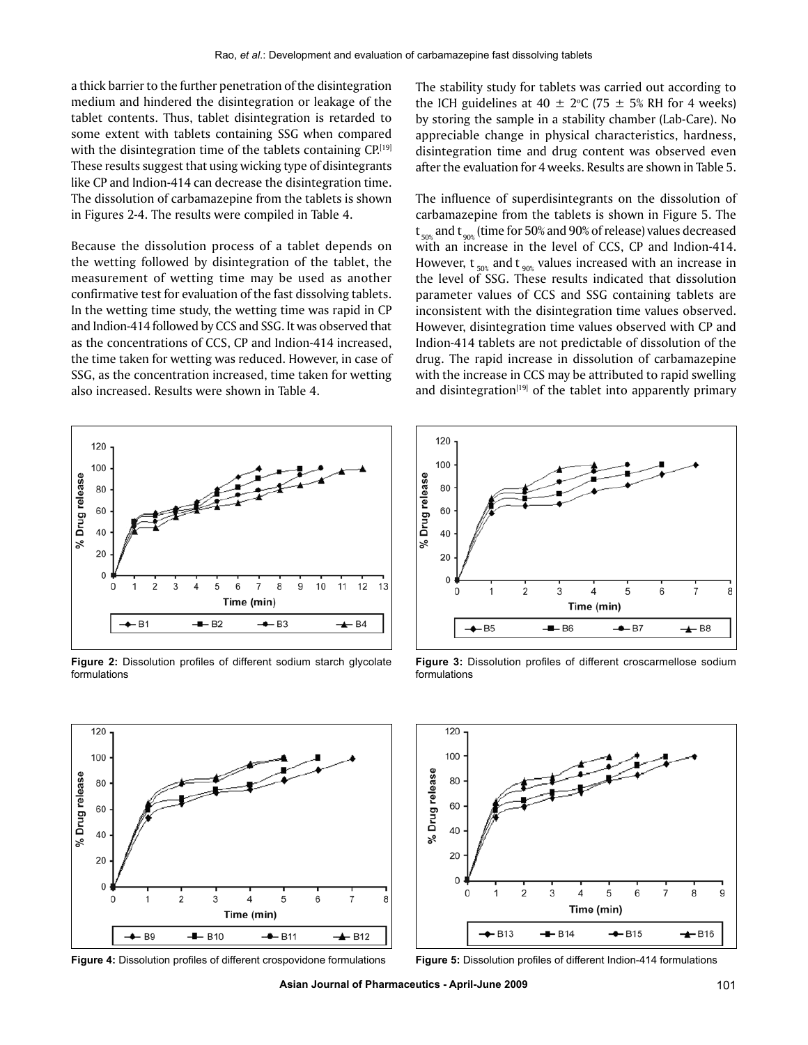a thick barrier to the further penetration of the disintegration medium and hindered the disintegration or leakage of the tablet contents. Thus, tablet disintegration is retarded to some extent with tablets containing SSG when compared with the disintegration time of the tablets containing CP.[19] These results suggest that using wicking type of disintegrants like CP and Indion-414 can decrease the disintegration time. The dissolution of carbamazepine from the tablets is shown in Figures 2-4. The results were compiled in Table 4.

Because the dissolution process of a tablet depends on the wetting followed by disintegration of the tablet, the measurement of wetting time may be used as another confirmative test for evaluation of the fast dissolving tablets. In the wetting time study, the wetting time was rapid in CP and Indion-414 followed by CCS and SSG. It was observed that as the concentrations of CCS, CP and Indion-414 increased, the time taken for wetting was reduced. However, in case of SSG, as the concentration increased, time taken for wetting also increased. Results were shown in Table 4.

The stability study for tablets was carried out according to the ICH guidelines at 40 ± 2ºC (75 ± 5% RH for 4 weeks) by storing the sample in a stability chamber (Lab-Care). No appreciable change in physical characteristics, hardness, disintegration time and drug content was observed even after the evaluation for 4 weeks. Results are shown in Table 5.

The influence of superdisintegrants on the dissolution of carbamazepine from the tablets is shown in Figure 5. The $t_{50\%}$ and $t_{90\%}$ (time for 50% and 90% of release) values decreased with an increase in the level of CCS, CP and Indion-414. However, $t_{50\%}$ and $t_{90\%}$ values increased with an increase in the level of SSG. These results indicated that dissolution parameter values of CCS and SSG containing tablets are inconsistent with the disintegration time values observed. However, disintegration time values observed with CP and Indion-414 tablets are not predictable of dissolution of the drug. The rapid increase in dissolution of carbamazepine with the increase in CCS may be attributed to rapid swelling and disintegration[19] of the tablet into apparently primary

**Figure 2:** Dissolution profiles of different sodium starch glycolate formulations

**Figure 3:** Dissolution profiles of different croscarmellose sodium formulations

**Figure 4:** Dissolution profiles of different crospovidone formulations

**Figure 5:** Dissolution profiles of different Indion-414 formulations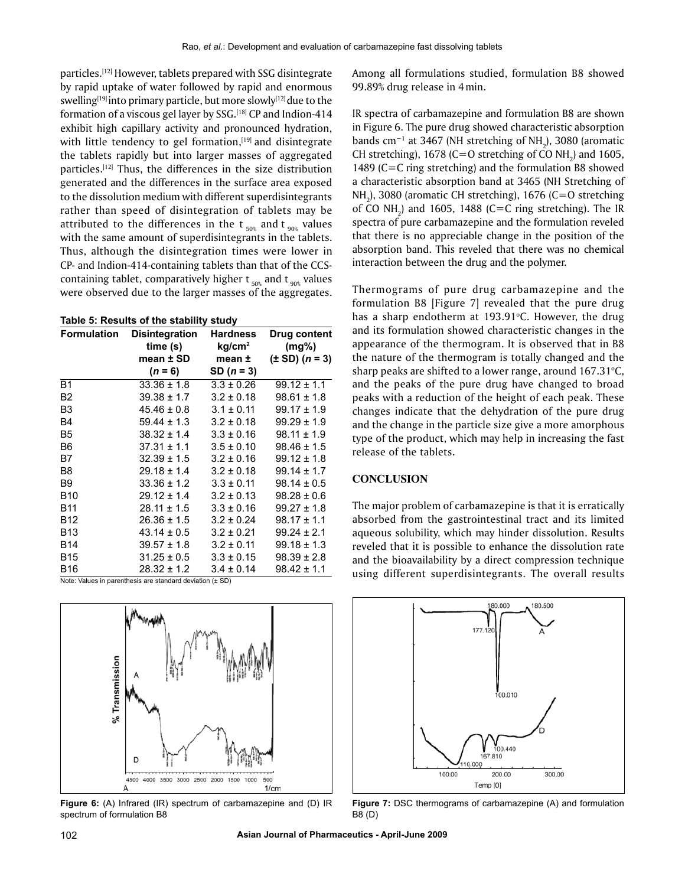particles.[12] However, tablets prepared with SSG disintegrate by rapid uptake of water followed by rapid and enormous swelling[19] into primary particle, but more slowly[12] due to the formation of a viscous gel layer by SSG.[18] CP and Indion-414 exhibit high capillary activity and pronounced hydration, with little tendency to gel formation,[19] and disintegrate the tablets rapidly but into larger masses of aggregated particles.[12] Thus, the differences in the size distribution generated and the differences in the surface area exposed to the dissolution medium with different superdisintegrants rather than speed of disintegration of tablets may be attributed to the differences in the $t_{50\%}$ and $t_{90\%}$ values with the same amount of superdisintegrants in the tablets. Thus, although the disintegration times were lower in CP- and Indion-414-containing tablets than that of the CCS-containing tablet, comparatively higher $t_{50\%}$ and $t_{90\%}$ values were observed due to the larger masses of the aggregates.

**Table 5: Results of the stability study**

| Formulation | Disintegration time (s) mean ± SD (*n* = 6) | Hardness kg/cm² mean ± SD (*n* = 3) | Drug content (mg%) (± SD) (*n* = 3) |
|---|---|---|---|
| B1 | 33.36 ± 1.8 | 3.3 ± 0.26 | 99.12 ± 1.1 |
| B2 | 39.38 ± 1.7 | 3.2 ± 0.18 | 98.61 ± 1.8 |
| B3 | 45.46 ± 0.8 | 3.1 ± 0.11 | 99.17 ± 1.9 |
| B4 | 59.44 ± 1.3 | 3.2 ± 0.18 | 99.29 ± 1.9 |
| B5 | 38.32 ± 1.4 | 3.3 ± 0.16 | 98.11 ± 1.9 |
| B6 | 37.31 ± 1.1 | 3.5 ± 0.10 | 98.46 ± 1.5 |
| B7 | 32.39 ± 1.5 | 3.2 ± 0.16 | 99.12 ± 1.8 |
| B8 | 29.18 ± 1.4 | 3.2 ± 0.18 | 99.14 ± 1.7 |
| B9 | 33.36 ± 1.2 | 3.3 ± 0.11 | 98.14 ± 0.5 |
| B10 | 29.12 ± 1.4 | 3.2 ± 0.13 | 98.28 ± 0.6 |
| B11 | 28.11 ± 1.5 | 3.3 ± 0.16 | 99.27 ± 1.8 |
| B12 | 26.36 ± 1.5 | 3.2 ± 0.24 | 98.17 ± 1.1 |
| B13 | 43.14 ± 0.5 | 3.2 ± 0.21 | 99.24 ± 2.1 |
| B14 | 39.57 ± 1.8 | 3.2 ± 0.11 | 99.18 ± 1.3 |
| B15 | 31.25 ± 0.5 | 3.3 ± 0.15 | 98.39 ± 2.8 |
| B16 | 28.32 ± 1.2 | 3.4 ± 0.14 | 98.42 ± 1.1 |

Note: Values in parenthesis are standard deviation (± SD)

Figure 6: (A) Infrared (IR) spectrum of carbamazepine and (D) IR spectrum of formulation B8

Among all formulations studied, formulation B8 showed 99.89% drug release in 4 min.

IR spectra of carbamazepine and formulation B8 are shown in Figure 6. The pure drug showed characteristic absorption bands $cm^{-1}$ at 3467 (NH stretching of $NH_2$), 3080 (aromatic CH stretching), 1678 (C=O stretching of CO $NH_2$) and 1605, 1489 (C=C ring stretching) and the formulation B8 showed a characteristic absorption band at 3465 (NH Stretching of $NH_2$), 3080 (aromatic CH stretching), 1676 (C=O stretching of CO $NH_2$) and 1605, 1488 (C=C ring stretching). The IR spectra of pure carbamazepine and the formulation reveled that there is no appreciable change in the position of the absorption band. This reveled that there was no chemical interaction between the drug and the polymer.

Thermograms of pure drug carbamazepine and the formulation B8 [Figure 7] revealed that the pure drug has a sharp endotherm at 193.91°C. However, the drug and its formulation showed characteristic changes in the appearance of the thermogram. It is observed that in B8 the nature of the thermogram is totally changed and the sharp peaks are shifted to a lower range, around 167.31°C, and the peaks of the pure drug have changed to broad peaks with a reduction of the height of each peak. These changes indicate that the dehydration of the pure drug and the change in the particle size give a more amorphous type of the product, which may help in increasing the fast release of the tablets.

## CONCLUSION

The major problem of carbamazepine is that it is erratically absorbed from the gastrointestinal tract and its limited aqueous solubility, which may hinder dissolution. Results reveled that it is possible to enhance the dissolution rate and the bioavailability by a direct compression technique using different superdisintegrants. The overall results

Figure 7: DSC thermograms of carbamazepine (A) and formulation B8 (D)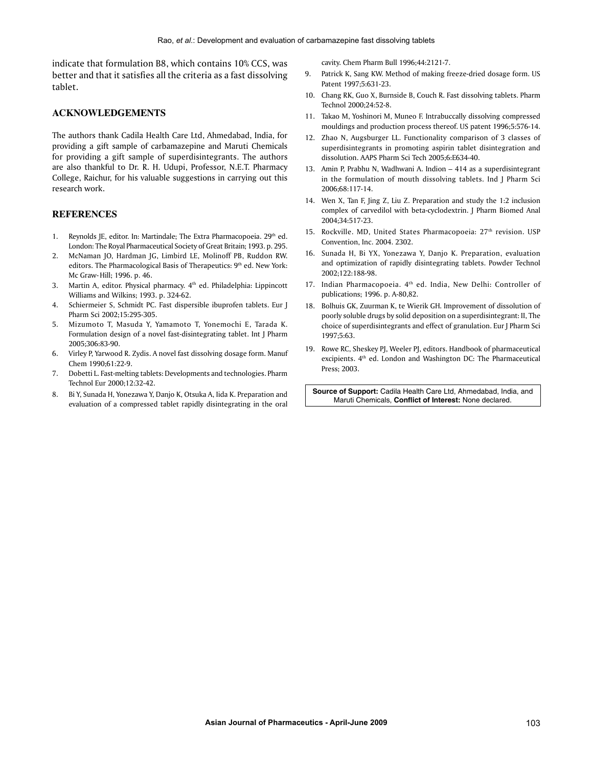indicate that formulation B8, which contains 10% CCS, was better and that it satisfies all the criteria as a fast dissolving tablet.

## ACKNOWLEDGEMENTS

The authors thank Cadila Health Care Ltd, Ahmedabad, India, for providing a gift sample of carbamazepine and Maruti Chemicals for providing a gift sample of superdisintegrants. The authors are also thankful to Dr. R. H. Udupi, Professor, N.E.T. Pharmacy College, Raichur, for his valuable suggestions in carrying out this research work.

## REFERENCES

1. Reynolds JE, editor. In: Martindale; The Extra Pharmacopoeia. 29th ed. London: The Royal Pharmaceutical Society of Great Britain; 1993. p. 295.
2. McNaman JO, Hardman JG, Limbird LE, Molinoff PB, Ruddon RW. editors. The Pharmacological Basis of Therapeutics: 9th ed. New York: Mc Graw-Hill; 1996. p. 46.
3. Martin A, editor. Physical pharmacy. 4th ed. Philadelphia: Lippincott Williams and Wilkins; 1993. p. 324-62.
4. Schiermeier S, Schmidt PC. Fast dispersible ibuprofen tablets. Eur J Pharm Sci 2002;15:295-305.
5. Mizumoto T, Masuda Y, Yamamoto T, Yonemochi E, Tarada K. Formulation design of a novel fast-disintegrating tablet. Int J Pharm 2005;306:83-90.
6. Virley P, Yarwood R. Zydis. A novel fast dissolving dosage form. Manuf Chem 1990;61:22-9.
7. Dobetti L. Fast-melting tablets: Developments and technologies. Pharm Technol Eur 2000;12:32-42.
8. Bi Y, Sunada H, Yonezawa Y, Danjo K, Otsuka A, Iida K. Preparation and evaluation of a compressed tablet rapidly disintegrating in the oral cavity. Chem Pharm Bull 1996;44:2121-7.
9. Patrick K, Sang KW. Method of making freeze-dried dosage form. US Patent 1997;5:631-23.
10. Chang RK, Guo X, Burnside B, Couch R. Fast dissolving tablets. Pharm Technol 2000;24:52-8.
11. Takao M, Yoshinori M, Muneo F. Intrabuccally dissolving compressed mouldings and production process thereof. US patent 1996;5:576-14.
12. Zhao N, Augsburger LL. Functionality comparison of 3 classes of superdisintegrants in promoting aspirin tablet disintegration and dissolution. AAPS Pharm Sci Tech 2005;6:E634-40.
13. Amin P, Prabhu N, Wadhwani A. Indion – 414 as a superdisintegrant in the formulation of mouth dissolving tablets. Ind J Pharm Sci 2006;68:117-14.
14. Wen X, Tan F, Jing Z, Liu Z. Preparation and study the 1:2 inclusion complex of carvedilol with beta-cyclodextrin. J Pharm Biomed Anal 2004;34:517-23.
15. Rockville. MD, United States Pharmacopoeia: 27th revision. USP Convention, Inc. 2004. 2302.
16. Sunada H, Bi YX, Yonezawa Y, Danjo K. Preparation, evaluation and optimization of rapidly disintegrating tablets. Powder Technol 2002;122:188-98.
17. Indian Pharmacopoeia. 4th ed. India, New Delhi: Controller of publications; 1996. p. A-80,82.
18. Bolhuis GK, Zuurman K, te Wierik GH. Improvement of dissolution of poorly soluble drugs by solid deposition on a superdisintegrant: II, The choice of superdisintegrants and effect of granulation. Eur J Pharm Sci 1997;5:63.
19. Rowe RC, Sheskey PJ, Weeler PJ, editors. Handbook of pharmaceutical excipients. 4th ed. London and Washington DC: The Pharmaceutical Press; 2003.

**Source of Support:** Cadila Health Care Ltd, Ahmedabad, India, and Maruti Chemicals, **Conflict of Interest:** None declared.